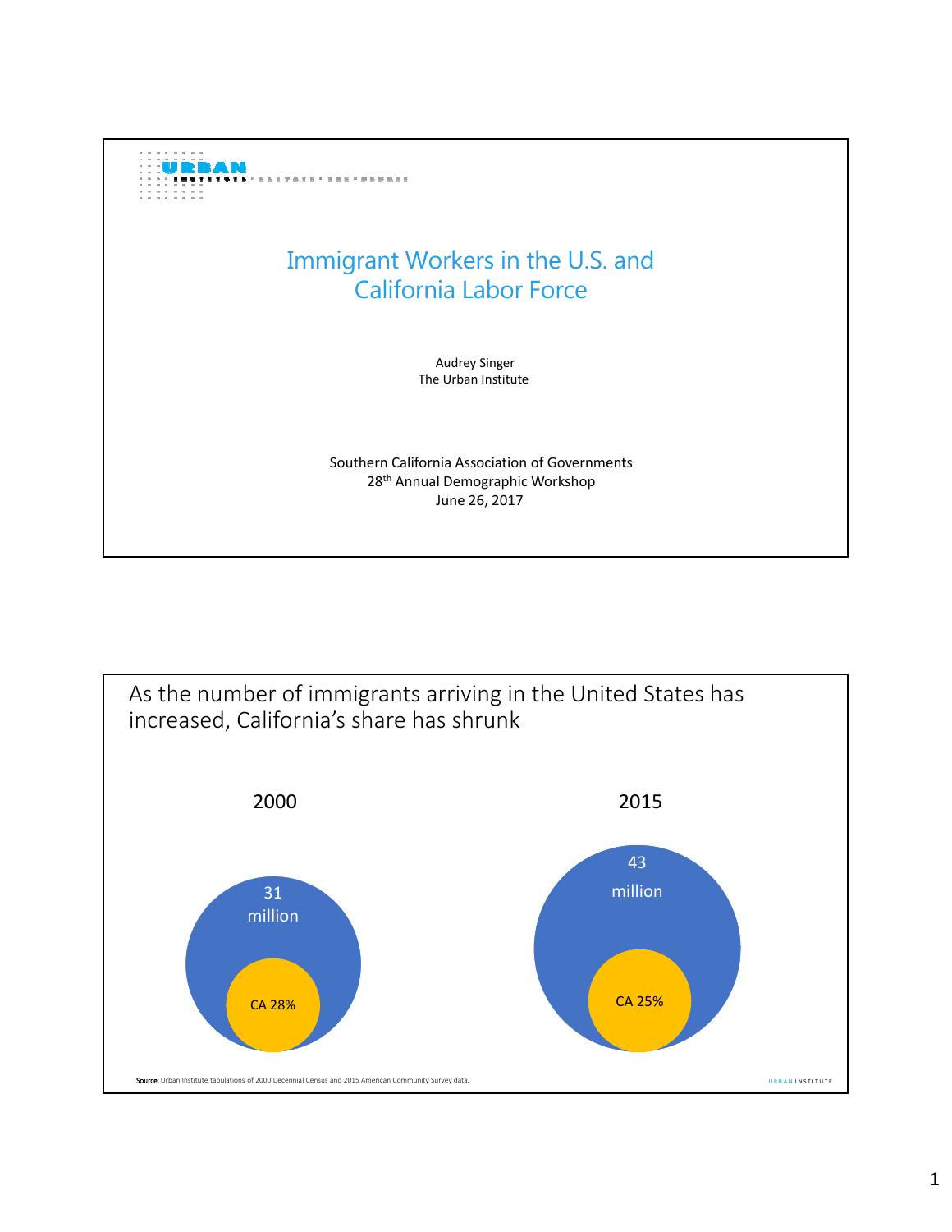# Immigrant Workers in the U.S. and California Labor Force

Audrey Singer
The Urban Institute

Southern California Association of Governments
28th Annual Demographic Workshop
June 26, 2017

---

## As the number of immigrants arriving in the United States has increased, California's share has shrunk

| | 2000 | 2015 |
|---|---|---|
| Immigrants in U.S. | 31 million | 43 million |
| California share | CA 28% | CA 25% |

**Source**: Urban Institute tabulations of 2000 Decennial Census and 2015 American Community Survey data.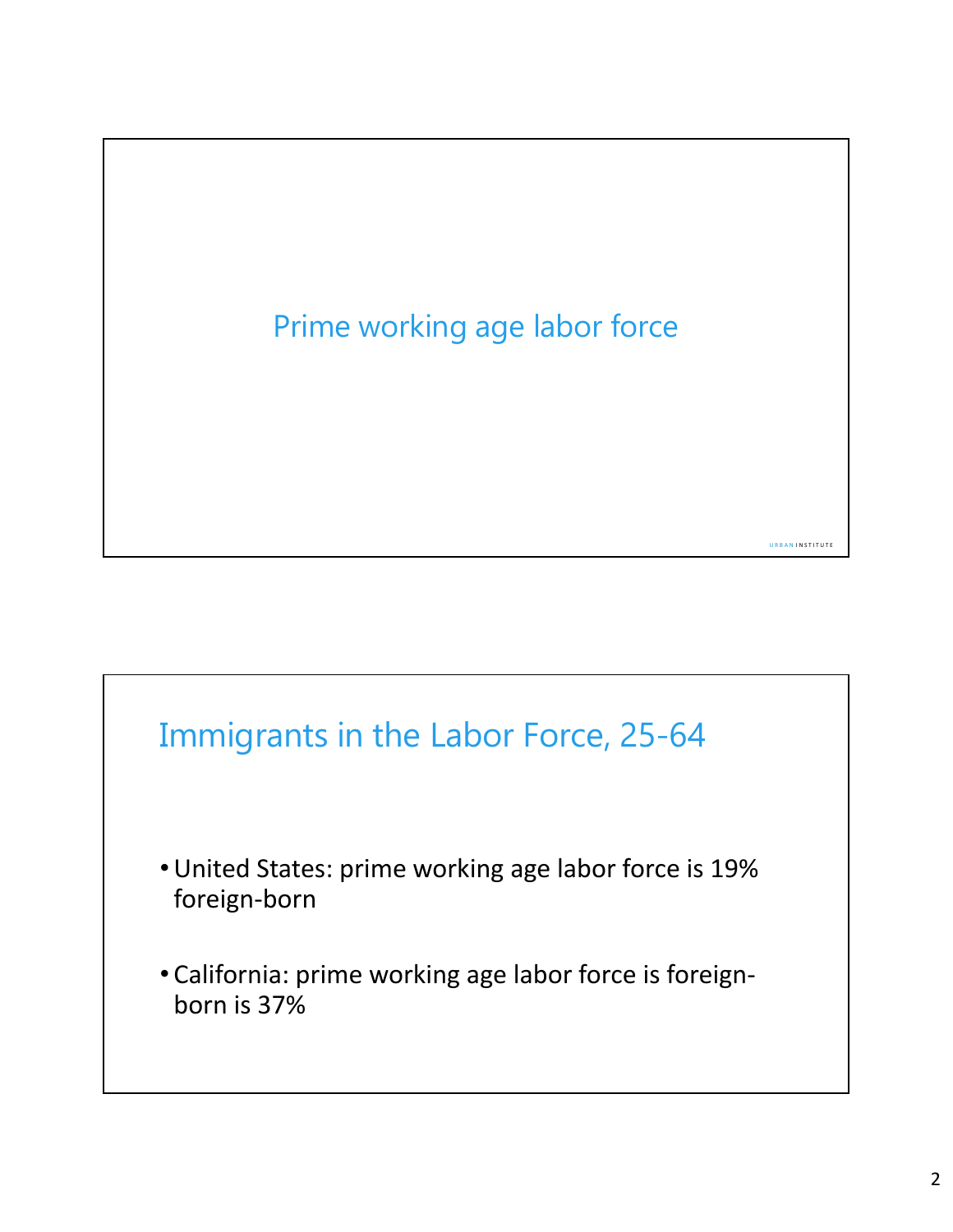# Prime working age labor force

## Immigrants in the Labor Force, 25-64

- United States: prime working age labor force is 19% foreign-born
- California: prime working age labor force is foreign-born is 37%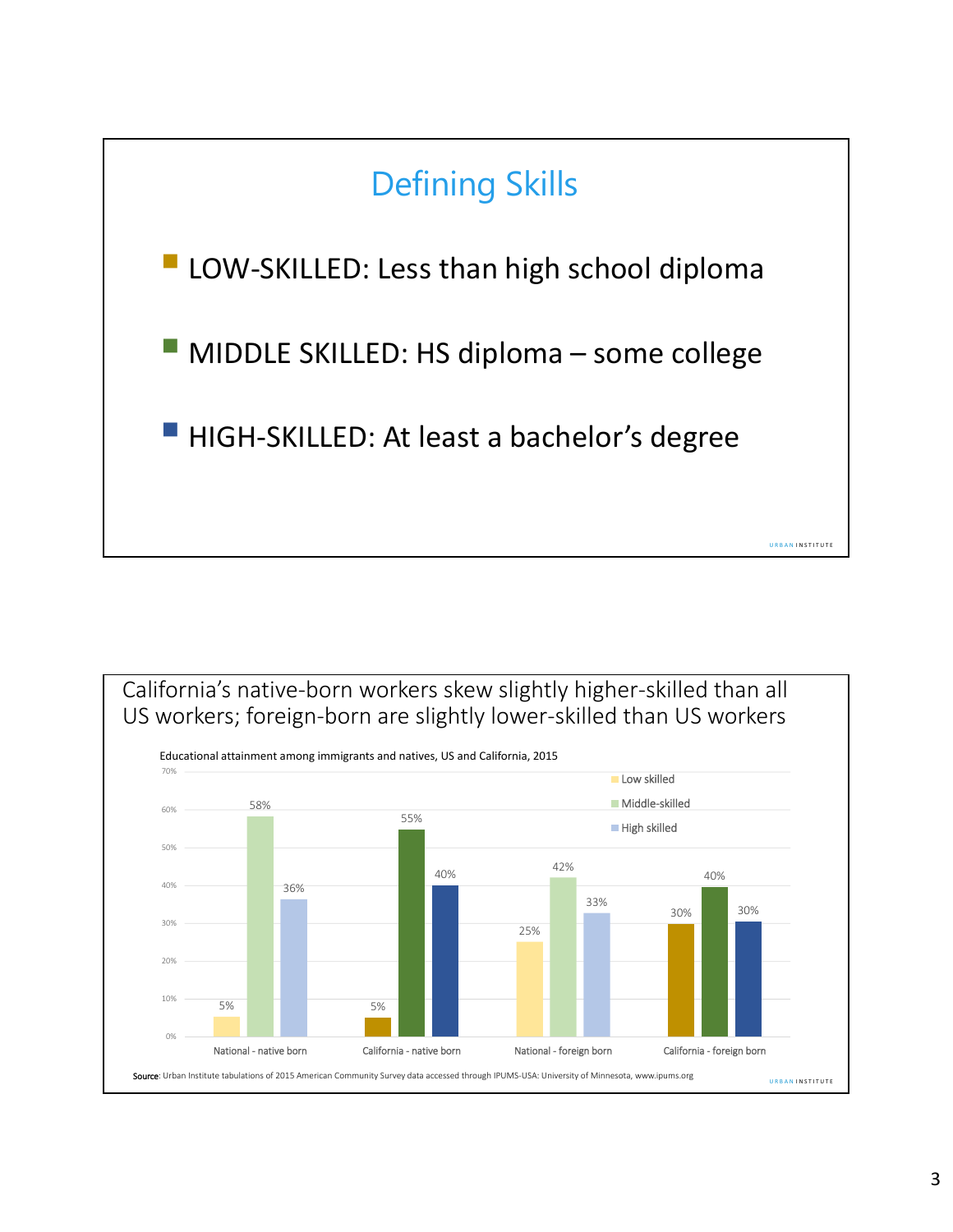## Defining Skills

- LOW-SKILLED: Less than high school diploma
- MIDDLE SKILLED: HS diploma – some college
- HIGH-SKILLED: At least a bachelor's degree

## California's native-born workers skew slightly higher-skilled than all US workers; foreign-born are slightly lower-skilled than US workers

Educational attainment among immigrants and natives, US and California, 2015

| | Low skilled | Middle-skilled | High skilled |
|---|---|---|---|
| National - native born | 5% | 58% | 36% |
| California - native born | 5% | 55% | 40% |
| National - foreign born | 25% | 42% | 33% |
| California - foreign born | 30% | 40% | 30% |

Source: Urban Institute tabulations of 2015 American Community Survey data accessed through IPUMS-USA: University of Minnesota, www.ipums.org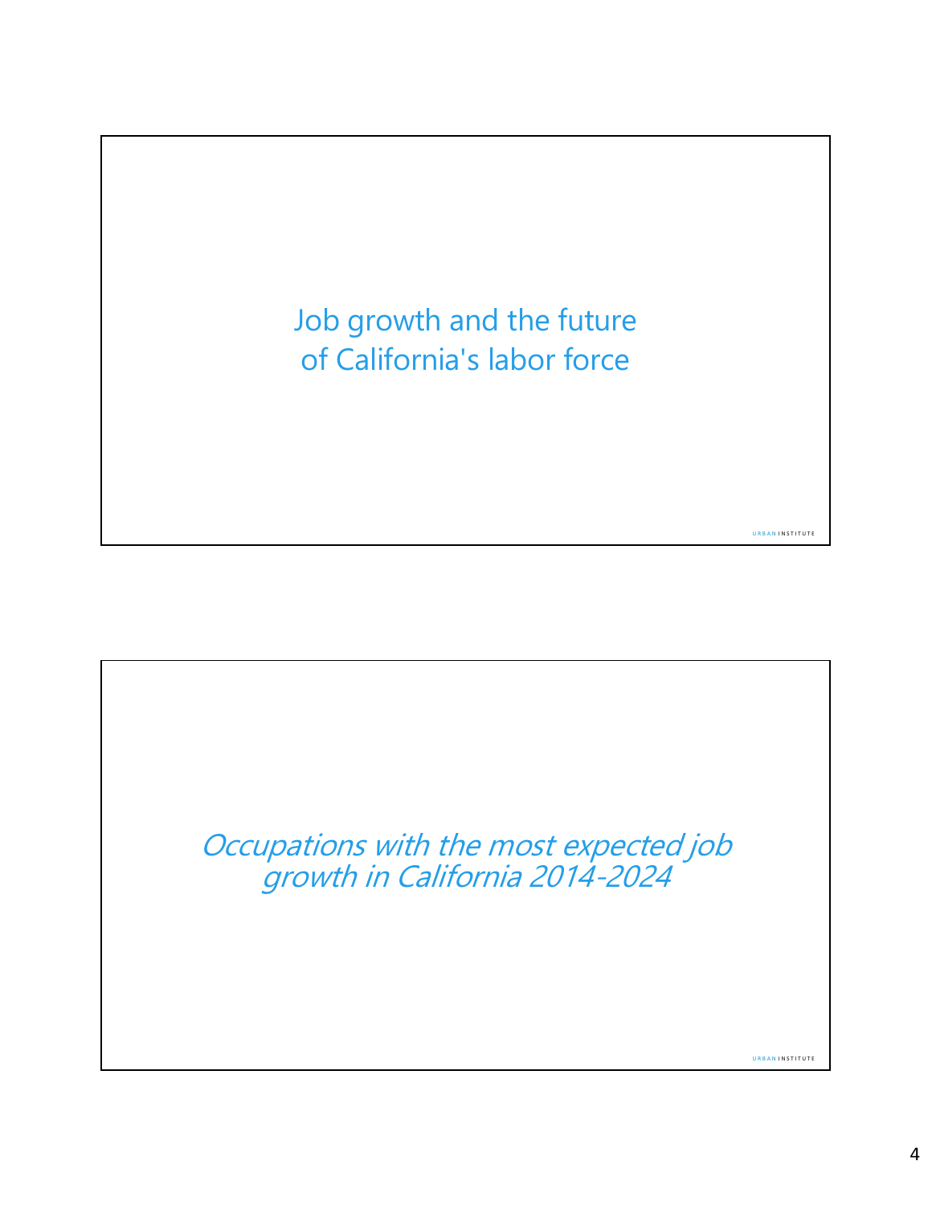## Job growth and the future of California's labor force

URBAN INSTITUTE

## *Occupations with the most expected job growth in California 2014-2024*

URBAN INSTITUTE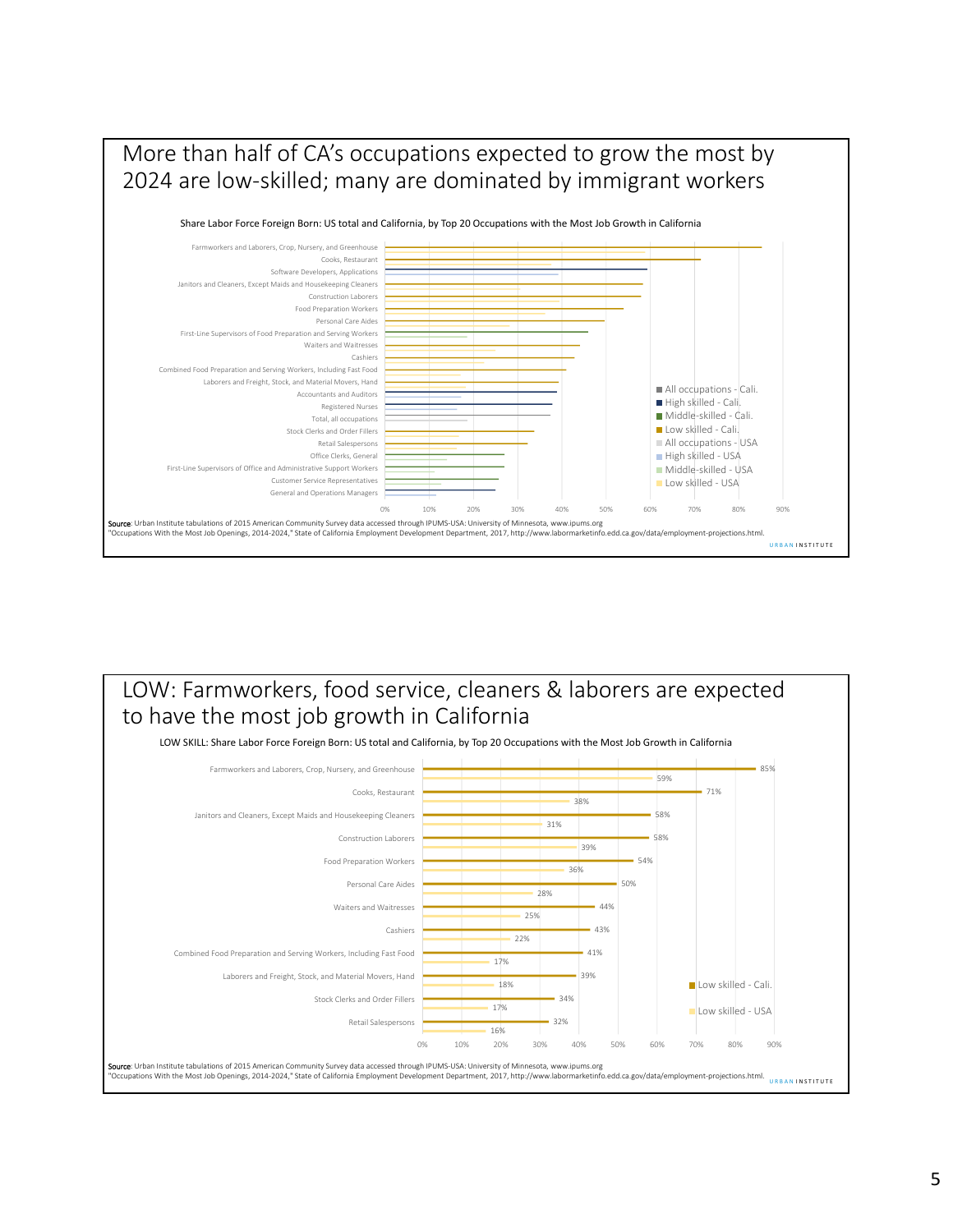# More than half of CA's occupations expected to grow the most by 2024 are low-skilled; many are dominated by immigrant workers

Share Labor Force Foreign Born: US total and California, by Top 20 Occupations with the Most Job Growth in California

Farmworkers and Laborers, Crop, Nursery, and Greenhouse
Cooks, Restaurant
Software Developers, Applications
Janitors and Cleaners, Except Maids and Housekeeping Cleaners
Construction Laborers
Food Preparation Workers
Personal Care Aides
First-Line Supervisors of Food Preparation and Serving Workers
Waiters and Waitresses
Cashiers
Combined Food Preparation and Serving Workers, Including Fast Food
Laborers and Freight, Stock, and Material Movers, Hand
Accountants and Auditors
Registered Nurses
Total, all occupations
Stock Clerks and Order Fillers
Retail Salespersons
Office Clerks, General
First-Line Supervisors of Office and Administrative Support Workers
Customer Service Representatives
General and Operations Managers

0% 10% 20% 30% 40% 50% 60% 70% 80% 90%

- All occupations - Cali.
- High skilled - Cali.
- Middle-skilled - Cali.
- Low skilled - Cali.
- All occupations - USA
- High skilled - USA
- Middle-skilled - USA
- Low skilled - USA

**Source**: Urban Institute tabulations of 2015 American Community Survey data accessed through IPUMS-USA: University of Minnesota, www.ipums.org
"Occupations With the Most Job Openings, 2014-2024," State of California Employment Development Department, 2017, http://www.labormarketinfo.edd.ca.gov/data/employment-projections.html.

URBAN INSTITUTE

# LOW: Farmworkers, food service, cleaners & laborers are expected to have the most job growth in California

LOW SKILL: Share Labor Force Foreign Born: US total and California, by Top 20 Occupations with the Most Job Growth in California

| Occupation | Low skilled - Cali. | Low skilled - USA |
| --- | --- | --- |
| Farmworkers and Laborers, Crop, Nursery, and Greenhouse | 85% | 59% |
| Cooks, Restaurant | 71% | 38% |
| Janitors and Cleaners, Except Maids and Housekeeping Cleaners | 58% | 31% |
| Construction Laborers | 58% | 39% |
| Food Preparation Workers | 54% | 36% |
| Personal Care Aides | 50% | 28% |
| Waiters and Waitresses | 44% | 25% |
| Cashiers | 43% | 22% |
| Combined Food Preparation and Serving Workers, Including Fast Food | 41% | 17% |
| Laborers and Freight, Stock, and Material Movers, Hand | 39% | 18% |
| Stock Clerks and Order Fillers | 34% | 17% |
| Retail Salespersons | 32% | 16% |

**Source**: Urban Institute tabulations of 2015 American Community Survey data accessed through IPUMS-USA: University of Minnesota, www.ipums.org
"Occupations With the Most Job Openings, 2014-2024," State of California Employment Development Department, 2017, http://www.labormarketinfo.edd.ca.gov/data/employment-projections.html.

URBAN INSTITUTE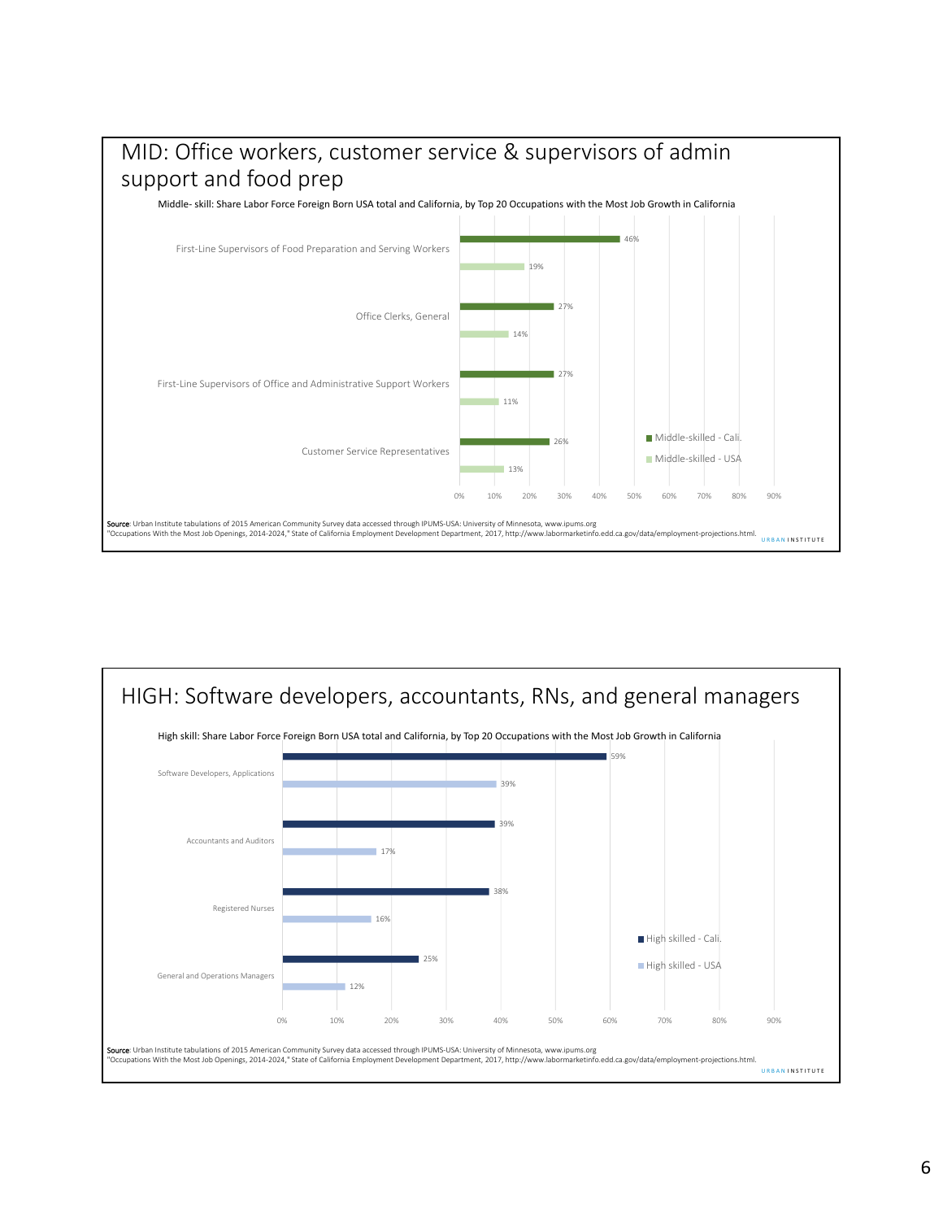## MID: Office workers, customer service & supervisors of admin support and food prep

Middle- skill: Share Labor Force Foreign Born USA total and California, by Top 20 Occupations with the Most Job Growth in California

| Occupation | Middle-skilled - Cali. | Middle-skilled - USA |
|---|---|---|
| First-Line Supervisors of Food Preparation and Serving Workers | 46% | 19% |
| Office Clerks, General | 27% | 14% |
| First-Line Supervisors of Office and Administrative Support Workers | 27% | 11% |
| Customer Service Representatives | 26% | 13% |

**Source**: Urban Institute tabulations of 2015 American Community Survey data accessed through IPUMS-USA: University of Minnesota, www.ipums.org
"Occupations With the Most Job Openings, 2014-2024," State of California Employment Development Department, 2017, http://www.labormarketinfo.edd.ca.gov/data/employment-projections.html.

URBAN INSTITUTE

## HIGH: Software developers, accountants, RNs, and general managers

High skill: Share Labor Force Foreign Born USA total and California, by Top 20 Occupations with the Most Job Growth in California

| Occupation | High skilled - Cali. | High skilled - USA |
|---|---|---|
| Software Developers, Applications | 59% | 39% |
| Accountants and Auditors | 39% | 17% |
| Registered Nurses | 38% | 16% |
| General and Operations Managers | 25% | 12% |

**Source**: Urban Institute tabulations of 2015 American Community Survey data accessed through IPUMS-USA: University of Minnesota, www.ipums.org
"Occupations With the Most Job Openings, 2014-2024," State of California Employment Development Department, 2017, http://www.labormarketinfo.edd.ca.gov/data/employment-projections.html.

URBAN INSTITUTE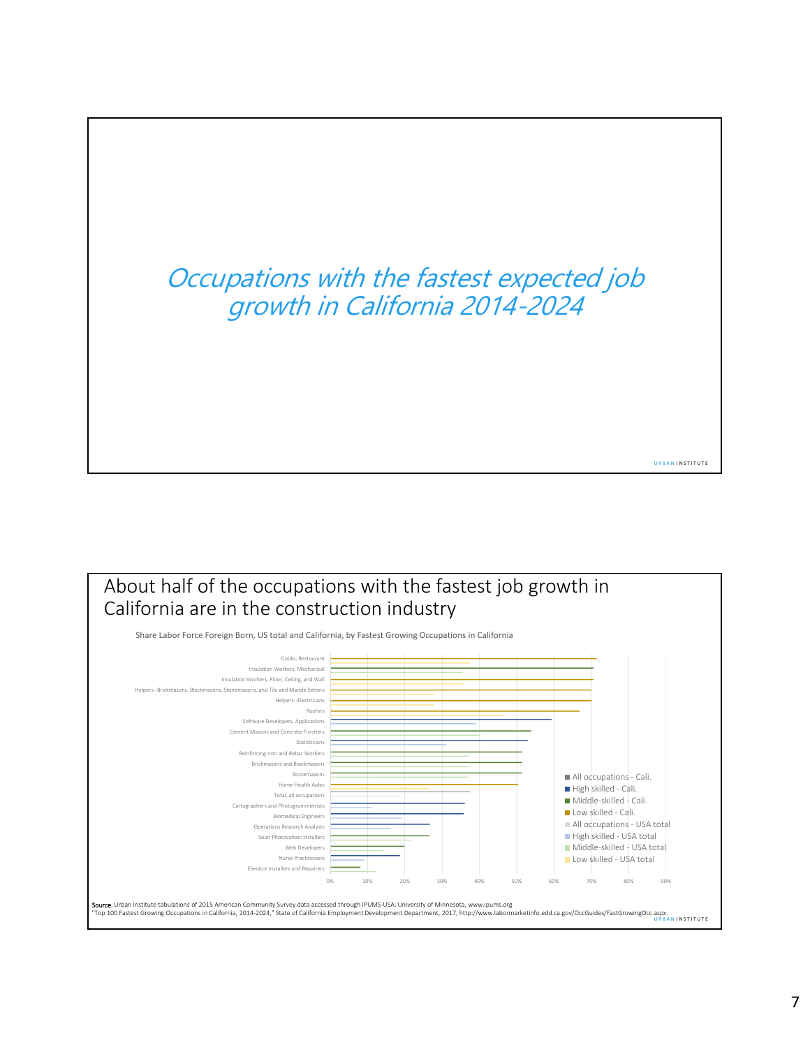## *Occupations with the fastest expected job growth in California 2014-2024*

## About half of the occupations with the fastest job growth in California are in the construction industry

Share Labor Force Foreign Born, US total and California, by Fastest Growing Occupations in California

- Cooks, Restaurant
- Insulation Workers, Mechanical
- Insulation Workers, Floor, Ceiling, and Wall
- Helpers--Brickmasons, Blockmasons, Stonemasons, and Tile and Marble Setters
- Helpers--Electricians
- Roofers
- Software Developers, Applications
- Cement Masons and Concrete Finishers
- Statisticians
- Reinforcing Iron and Rebar Workers
- Brickmasons and Blockmasons
- Stonemasons
- Home Health Aides
- Total, all occupations
- Cartographers and Photogrammetrists
- Biomedical Engineers
- Operations Research Analysts
- Solar Photovoltaic Installers
- Web Developers
- Nurse Practitioners
- Elevator Installers and Repairers

0% 10% 20% 30% 40% 50% 60% 70% 80% 90%

Legend: All occupations - Cali.; High skilled - Cali.; Middle-skilled - Cali.; Low skilled - Cali.; All occupations - USA total; High skilled - USA total; Middle-skilled - USA total; Low skilled - USA total

**Source**: Urban Institute tabulations of 2015 American Community Survey data accessed through IPUMS-USA: University of Minnesota, www.ipums.org
"Top 100 Fastest Growing Occupations in California, 2014-2024," State of California Employment Development Department, 2017, http://www.labormarketinfo.edd.ca.gov/OccGuides/FastGrowingOcc.aspx.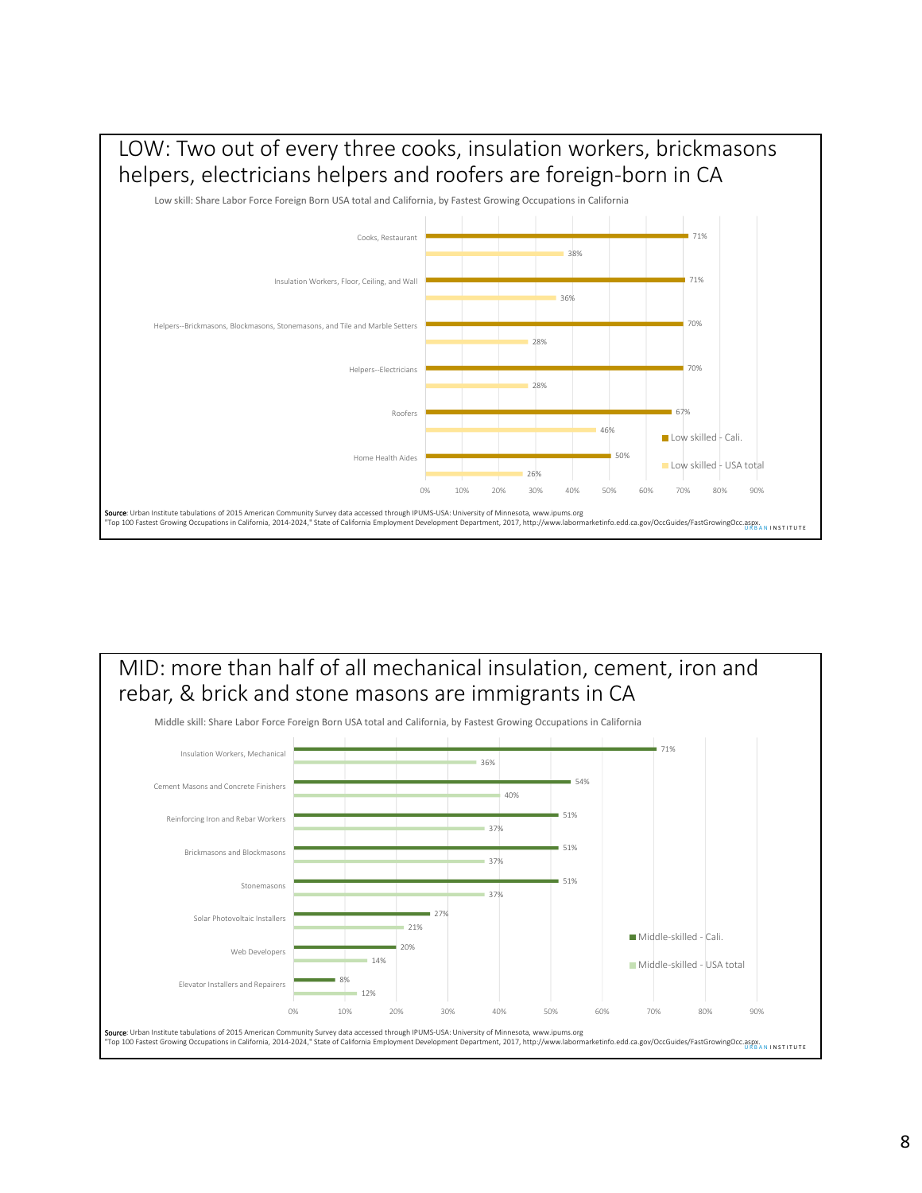## LOW: Two out of every three cooks, insulation workers, brickmasons helpers, electricians helpers and roofers are foreign-born in CA

Low skill: Share Labor Force Foreign Born USA total and California, by Fastest Growing Occupations in California

| Occupation | Low skilled - Cali. | Low skilled - USA total |
|---|---|---|
| Cooks, Restaurant | 71% | 38% |
| Insulation Workers, Floor, Ceiling, and Wall | 71% | 36% |
| Helpers--Brickmasons, Blockmasons, Stonemasons, and Tile and Marble Setters | 70% | 28% |
| Helpers--Electricians | 70% | 28% |
| Roofers | 67% | 46% |
| Home Health Aides | 50% | 26% |

**Source**: Urban Institute tabulations of 2015 American Community Survey data accessed through IPUMS-USA: University of Minnesota, www.ipums.org
"Top 100 Fastest Growing Occupations in California, 2014-2024," State of California Employment Development Department, 2017, http://www.labormarketinfo.edd.ca.gov/OccGuides/FastGrowingOcc.aspx.

URBAN INSTITUTE

## MID: more than half of all mechanical insulation, cement, iron and rebar, & brick and stone masons are immigrants in CA

Middle skill: Share Labor Force Foreign Born USA total and California, by Fastest Growing Occupations in California

| Occupation | Middle-skilled - Cali. | Middle-skilled - USA total |
|---|---|---|
| Insulation Workers, Mechanical | 71% | 36% |
| Cement Masons and Concrete Finishers | 54% | 40% |
| Reinforcing Iron and Rebar Workers | 51% | 37% |
| Brickmasons and Blockmasons | 51% | 37% |
| Stonemasons | 51% | 37% |
| Solar Photovoltaic Installers | 27% | 21% |
| Web Developers | 20% | 14% |
| Elevator Installers and Repairers | 8% | 12% |

**Source**: Urban Institute tabulations of 2015 American Community Survey data accessed through IPUMS-USA: University of Minnesota, www.ipums.org
"Top 100 Fastest Growing Occupations in California, 2014-2024," State of California Employment Development Department, 2017, http://www.labormarketinfo.edd.ca.gov/OccGuides/FastGrowingOcc.aspx.

URBAN INSTITUTE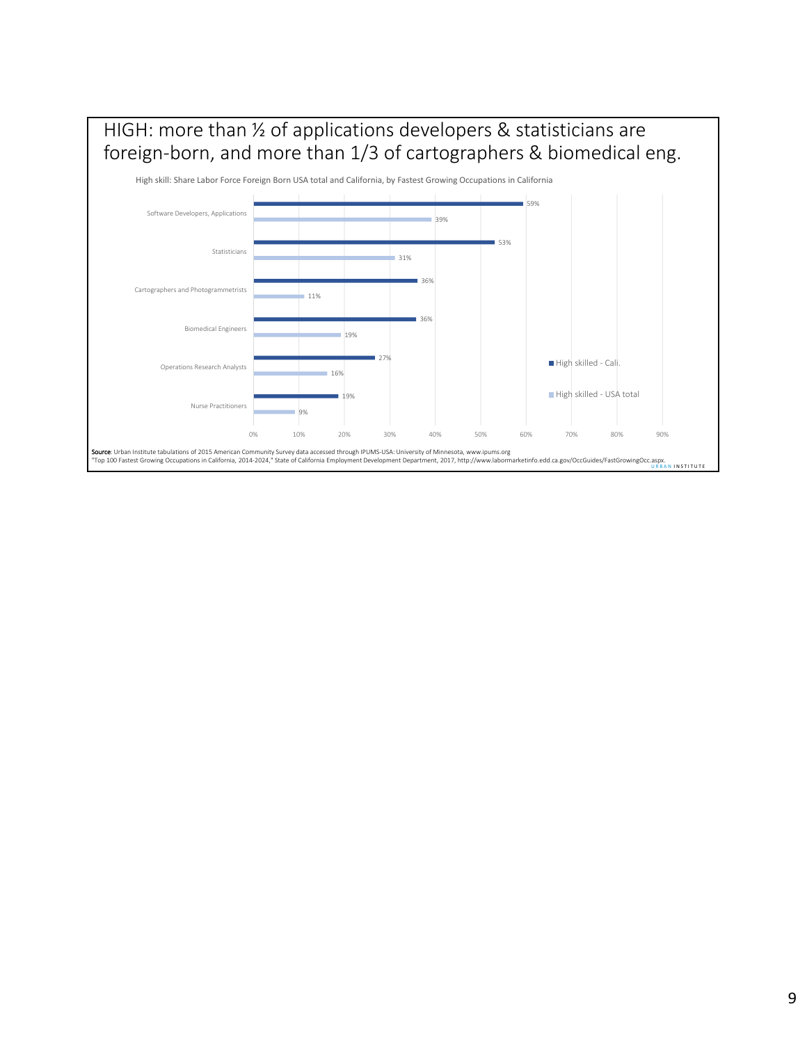# HIGH: more than ½ of applications developers & statisticians are foreign-born, and more than 1/3 of cartographers & biomedical eng.

High skill: Share Labor Force Foreign Born USA total and California, by Fastest Growing Occupations in California

Software Developers, Applications
59%
39%

Statisticians
53%
31%

Cartographers and Photogrammetrists
36%
11%

Biomedical Engineers
36%
19%

Operations Research Analysts
27%
16%

Nurse Practitioners
19%
9%

0% 10% 20% 30% 40% 50% 60% 70% 80% 90%

High skilled - Cali.

High skilled - USA total

**Source**: Urban Institute tabulations of 2015 American Community Survey data accessed through IPUMS-USA: University of Minnesota, www.ipums.org
"Top 100 Fastest Growing Occupations in California, 2014-2024," State of California Employment Development Department, 2017, http://www.labormarketinfo.edd.ca.gov/OccGuides/FastGrowingOcc.aspx.

URBAN INSTITUTE